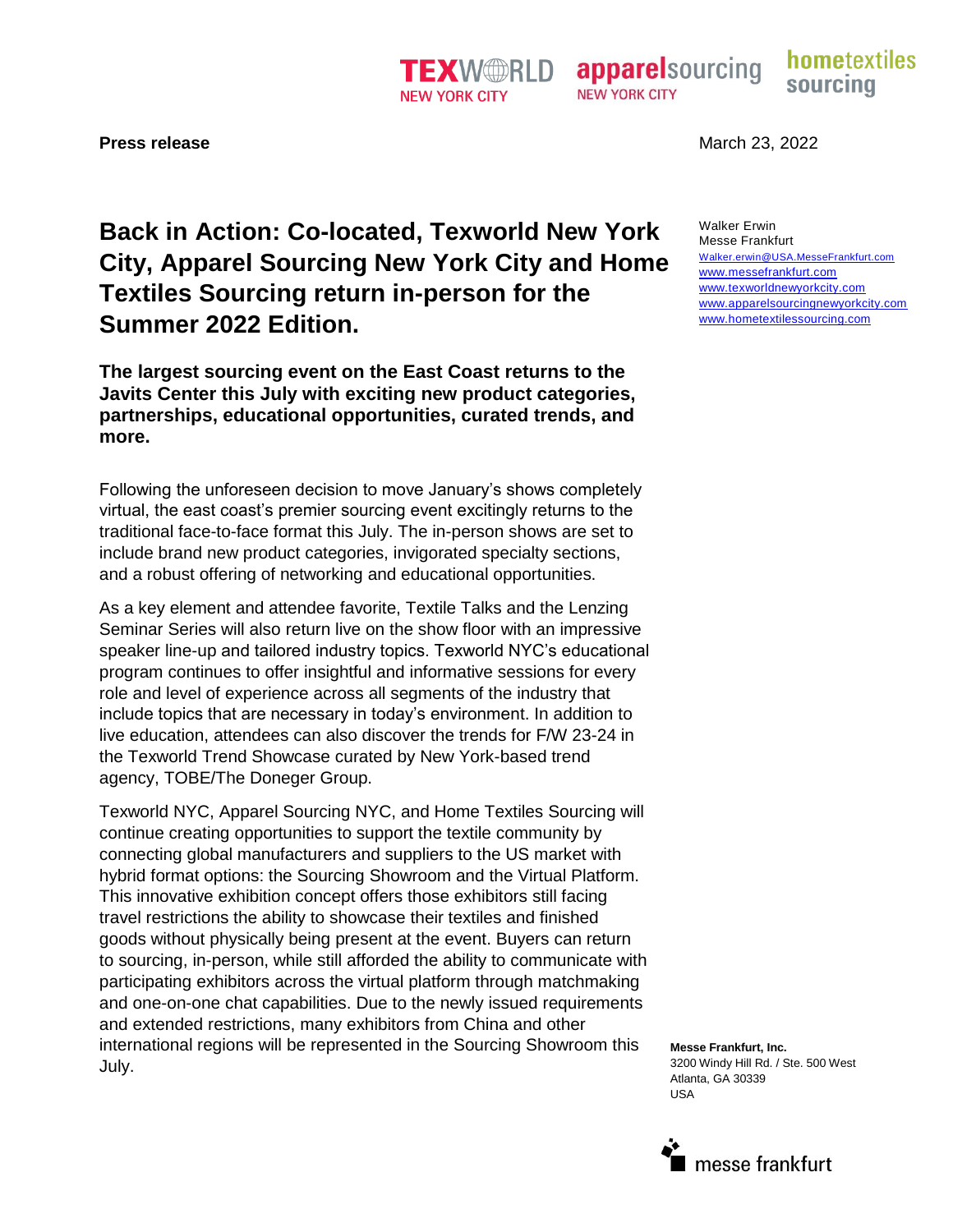**Press release**

March 23, 2022

Walker Erwin
Messe Frankfurt
Walker.erwin@USA.MesseFrankfurt.com
www.messefrankfurt.com
www.texworldnewyorkcity.com
www.apparelsourcingnewyorkcity.com
www.hometextilessourcing.com

# Back in Action: Co-located, Texworld New York City, Apparel Sourcing New York City and Home Textiles Sourcing return in-person for the Summer 2022 Edition.

**The largest sourcing event on the East Coast returns to the Javits Center this July with exciting new product categories, partnerships, educational opportunities, curated trends, and more.**

Following the unforeseen decision to move January's shows completely virtual, the east coast's premier sourcing event excitingly returns to the traditional face-to-face format this July. The in-person shows are set to include brand new product categories, invigorated specialty sections, and a robust offering of networking and educational opportunities.

As a key element and attendee favorite, Textile Talks and the Lenzing Seminar Series will also return live on the show floor with an impressive speaker line-up and tailored industry topics. Texworld NYC's educational program continues to offer insightful and informative sessions for every role and level of experience across all segments of the industry that include topics that are necessary in today's environment. In addition to live education, attendees can also discover the trends for F/W 23-24 in the Texworld Trend Showcase curated by New York-based trend agency, TOBE/The Doneger Group.

Texworld NYC, Apparel Sourcing NYC, and Home Textiles Sourcing will continue creating opportunities to support the textile community by connecting global manufacturers and suppliers to the US market with hybrid format options: the Sourcing Showroom and the Virtual Platform. This innovative exhibition concept offers those exhibitors still facing travel restrictions the ability to showcase their textiles and finished goods without physically being present at the event. Buyers can return to sourcing, in-person, while still afforded the ability to communicate with participating exhibitors across the virtual platform through matchmaking and one-on-one chat capabilities. Due to the newly issued requirements and extended restrictions, many exhibitors from China and other international regions will be represented in the Sourcing Showroom this July.

**Messe Frankfurt, Inc.**
3200 Windy Hill Rd. / Ste. 500 West
Atlanta, GA 30339
USA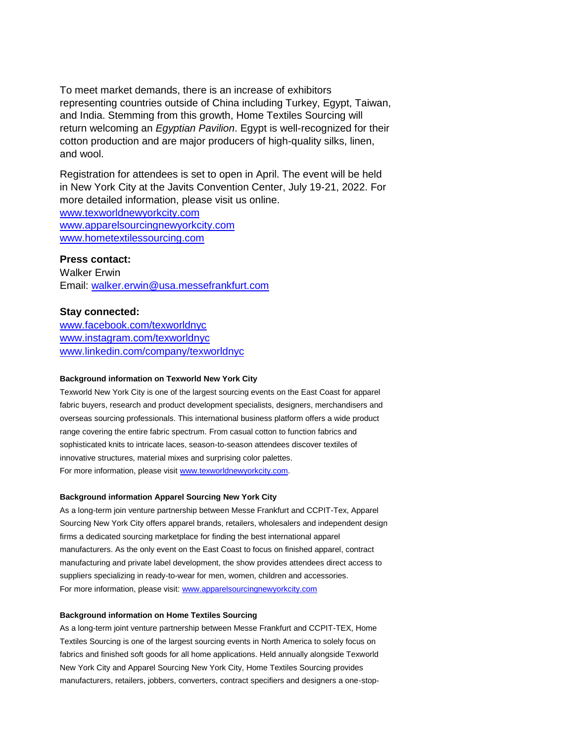To meet market demands, there is an increase of exhibitors representing countries outside of China including Turkey, Egypt, Taiwan, and India. Stemming from this growth, Home Textiles Sourcing will return welcoming an *Egyptian Pavilion*. Egypt is well-recognized for their cotton production and are major producers of high-quality silks, linen, and wool.

Registration for attendees is set to open in April. The event will be held in New York City at the Javits Convention Center, July 19-21, 2022. For more detailed information, please visit us online.
www.texworldnewyorkcity.com
www.apparelsourcingnewyorkcity.com
www.hometextilessourcing.com

**Press contact:**
Walker Erwin
Email: walker.erwin@usa.messefrankfurt.com

**Stay connected:**
www.facebook.com/texworldnyc
www.instagram.com/texworldnyc
www.linkedin.com/company/texworldnyc

#### Background information on Texworld New York City

Texworld New York City is one of the largest sourcing events on the East Coast for apparel fabric buyers, research and product development specialists, designers, merchandisers and overseas sourcing professionals. This international business platform offers a wide product range covering the entire fabric spectrum. From casual cotton to function fabrics and sophisticated knits to intricate laces, season-to-season attendees discover textiles of innovative structures, material mixes and surprising color palettes.
For more information, please visit www.texworldnewyorkcity.com.

#### Background information Apparel Sourcing New York City

As a long-term join venture partnership between Messe Frankfurt and CCPIT-Tex, Apparel Sourcing New York City offers apparel brands, retailers, wholesalers and independent design firms a dedicated sourcing marketplace for finding the best international apparel manufacturers. As the only event on the East Coast to focus on finished apparel, contract manufacturing and private label development, the show provides attendees direct access to suppliers specializing in ready-to-wear for men, women, children and accessories.
For more information, please visit: www.apparelsourcingnewyorkcity.com

#### Background information on Home Textiles Sourcing

As a long-term joint venture partnership between Messe Frankfurt and CCPIT-TEX, Home Textiles Sourcing is one of the largest sourcing events in North America to solely focus on fabrics and finished soft goods for all home applications. Held annually alongside Texworld New York City and Apparel Sourcing New York City, Home Textiles Sourcing provides manufacturers, retailers, jobbers, converters, contract specifiers and designers a one-stop-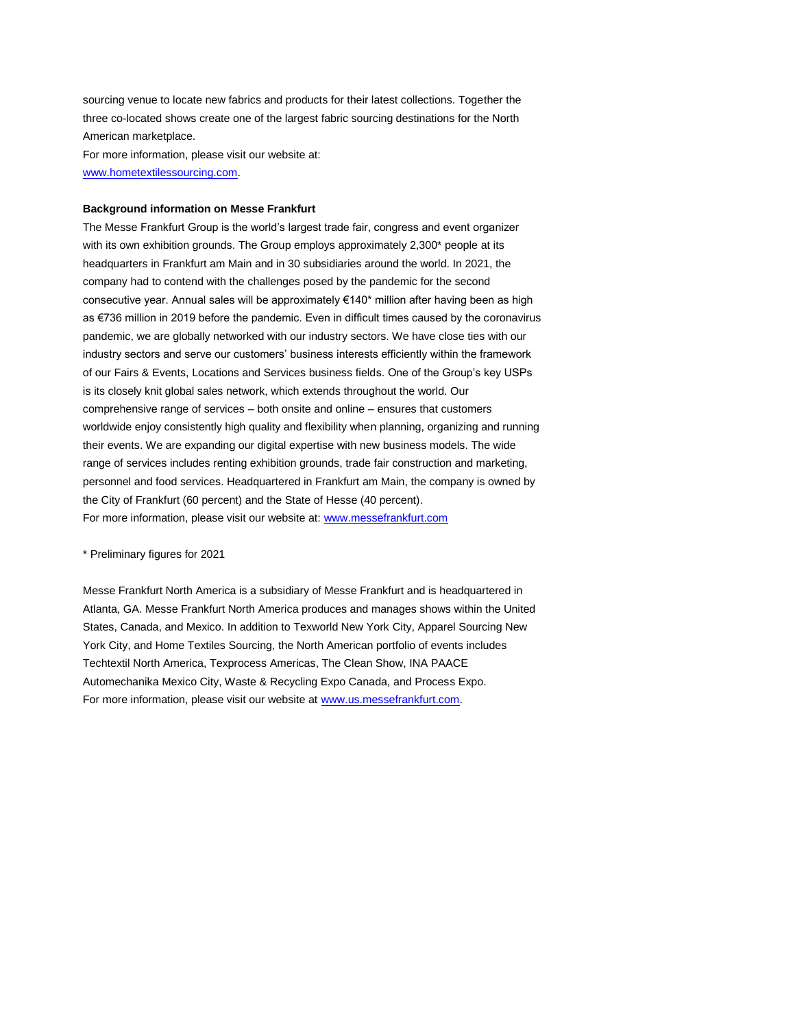sourcing venue to locate new fabrics and products for their latest collections. Together the three co-located shows create one of the largest fabric sourcing destinations for the North American marketplace.
For more information, please visit our website at:
www.hometextilessourcing.com.

**Background information on Messe Frankfurt**

The Messe Frankfurt Group is the world's largest trade fair, congress and event organizer with its own exhibition grounds. The Group employs approximately 2,300* people at its headquarters in Frankfurt am Main and in 30 subsidiaries around the world. In 2021, the company had to contend with the challenges posed by the pandemic for the second consecutive year. Annual sales will be approximately €140* million after having been as high as €736 million in 2019 before the pandemic. Even in difficult times caused by the coronavirus pandemic, we are globally networked with our industry sectors. We have close ties with our industry sectors and serve our customers' business interests efficiently within the framework of our Fairs & Events, Locations and Services business fields. One of the Group's key USPs is its closely knit global sales network, which extends throughout the world. Our comprehensive range of services – both onsite and online – ensures that customers worldwide enjoy consistently high quality and flexibility when planning, organizing and running their events. We are expanding our digital expertise with new business models. The wide range of services includes renting exhibition grounds, trade fair construction and marketing, personnel and food services. Headquartered in Frankfurt am Main, the company is owned by the City of Frankfurt (60 percent) and the State of Hesse (40 percent).
For more information, please visit our website at: www.messefrankfurt.com

* Preliminary figures for 2021

Messe Frankfurt North America is a subsidiary of Messe Frankfurt and is headquartered in Atlanta, GA. Messe Frankfurt North America produces and manages shows within the United States, Canada, and Mexico. In addition to Texworld New York City, Apparel Sourcing New York City, and Home Textiles Sourcing, the North American portfolio of events includes Techtextil North America, Texprocess Americas, The Clean Show, INA PAACE Automechanika Mexico City, Waste & Recycling Expo Canada, and Process Expo.
For more information, please visit our website at www.us.messefrankfurt.com.